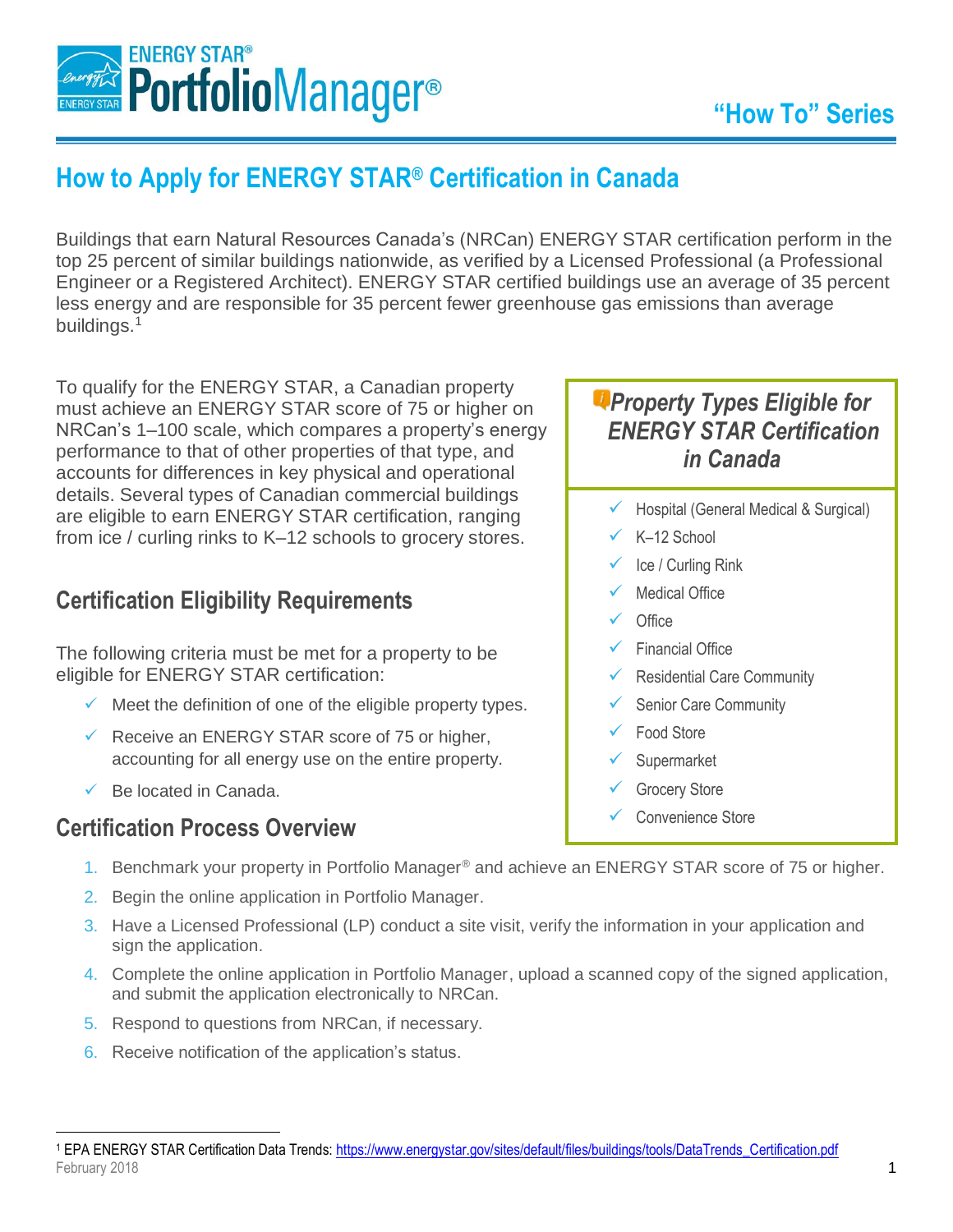# How to Apply for ENERGY STAR® Certification in Canada

Buildings that earn Natural Resources Canada's (NRCan) ENERGY STAR certification perform in the top 25 percent of similar buildings nationwide, as verified by a Licensed Professional (a Professional Engineer or a Registered Architect). ENERGY STAR certified buildings use an average of 35 percent less energy and are responsible for 35 percent fewer greenhouse gas emissions than average buildings.[1]

To qualify for the ENERGY STAR, a Canadian property must achieve an ENERGY STAR score of 75 or higher on NRCan's 1–100 scale, which compares a property's energy performance to that of other properties of that type, and accounts for differences in key physical and operational details. Several types of Canadian commercial buildings are eligible to earn ENERGY STAR certification, ranging from ice / curling rinks to K–12 schools to grocery stores.

> ***Property Types Eligible for ENERGY STAR Certification in Canada***
>
> - ✓ Hospital (General Medical & Surgical)
> - ✓ K–12 School
> - ✓ Ice / Curling Rink
> - ✓ Medical Office
> - ✓ Office
> - ✓ Financial Office
> - ✓ Residential Care Community
> - ✓ Senior Care Community
> - ✓ Food Store
> - ✓ Supermarket
> - ✓ Grocery Store
> - ✓ Convenience Store

## Certification Eligibility Requirements

The following criteria must be met for a property to be eligible for ENERGY STAR certification:

- ✓ Meet the definition of one of the eligible property types.
- ✓ Receive an ENERGY STAR score of 75 or higher, accounting for all energy use on the entire property.
- ✓ Be located in Canada.

## Certification Process Overview

1. Benchmark your property in Portfolio Manager® and achieve an ENERGY STAR score of 75 or higher.
2. Begin the online application in Portfolio Manager.
3. Have a Licensed Professional (LP) conduct a site visit, verify the information in your application and sign the application.
4. Complete the online application in Portfolio Manager, upload a scanned copy of the signed application, and submit the application electronically to NRCan.
5. Respond to questions from NRCan, if necessary.
6. Receive notification of the application's status.

---

[1] EPA ENERGY STAR Certification Data Trends: https://www.energystar.gov/sites/default/files/buildings/tools/DataTrends_Certification.pdf

February 2018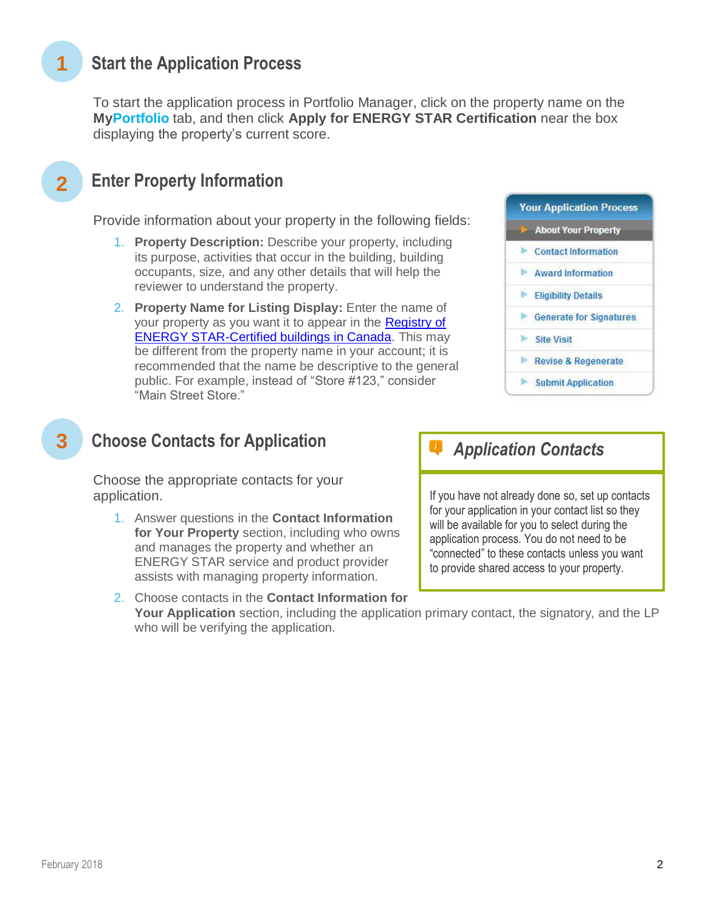## 1 Start the Application Process

To start the application process in Portfolio Manager, click on the property name on the **MyPortfolio** tab, and then click **Apply for ENERGY STAR Certification** near the box displaying the property's current score.

## 2 Enter Property Information

Provide information about your property in the following fields:

1. **Property Description:** Describe your property, including its purpose, activities that occur in the building, building occupants, size, and any other details that will help the reviewer to understand the property.
2. **Property Name for Listing Display:** Enter the name of your property as you want it to appear in the [Registry of ENERGY STAR-Certified buildings in Canada](). This may be different from the property name in your account; it is recommended that the name be descriptive to the general public. For example, instead of "Store #123," consider "Main Street Store."

**Your Application Process**

- About Your Property
- Contact Information
- Award Information
- Eligibility Details
- Generate for Signatures
- Site Visit
- Revise & Regenerate
- Submit Application

## 3 Choose Contacts for Application

Choose the appropriate contacts for your application.

1. Answer questions in the **Contact Information for Your Property** section, including who owns and manages the property and whether an ENERGY STAR service and product provider assists with managing property information.
2. Choose contacts in the **Contact Information for Your Application** section, including the application primary contact, the signatory, and the LP who will be verifying the application.

> ### *Application Contacts*
>
> If you have not already done so, set up contacts for your application in your contact list so they will be available for you to select during the application process. You do not need to be "connected" to these contacts unless you want to provide shared access to your property.

February 2018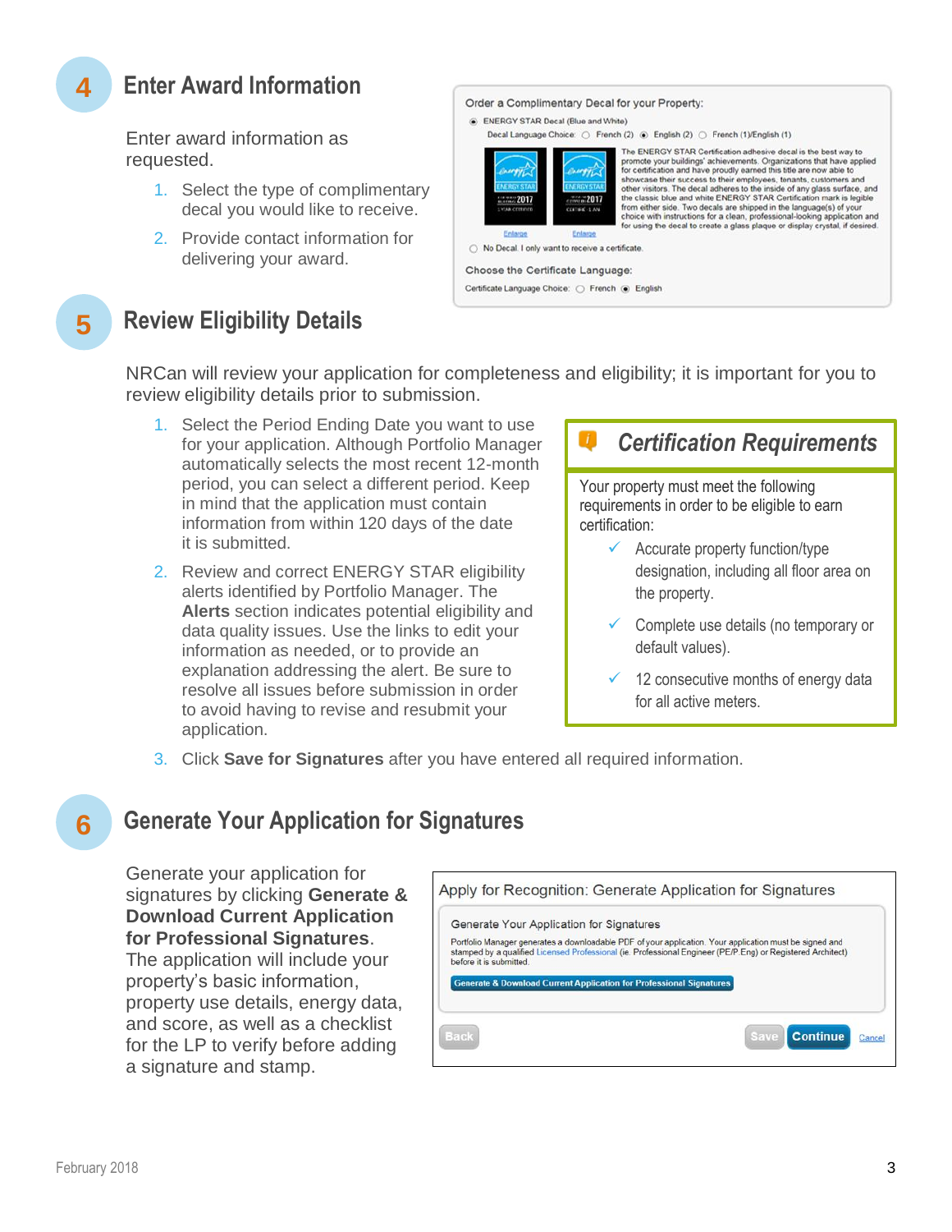## 4 Enter Award Information

Enter award information as requested.

1. Select the type of complimentary decal you would like to receive.
2. Provide contact information for delivering your award.

Order a Complimentary Decal for your Property:

ENERGY STAR Decal (Blue and White)

Decal Language Choice: French (2) English (2) French (1)/English (1)

The ENERGY STAR Certification adhesive decal is the best way to promote your buildings' achievements. Organizations that have applied for certification and have proudly earned this title are now able to showcase their success to their employees, tenants, customers and other visitors. The decal adheres to the inside of any glass surface, and the classic blue and white ENERGY STAR Certification mark is legible from either side. Two decals are shipped in the language(s) of your choice with instructions for a clean, professional-looking application and for using the decal to create a glass plaque or display crystal, if desired.

Enlarge Enlarge

No Decal. I only want to receive a certificate.

Choose the Certificate Language:

Certificate Language Choice: French English

## 5 Review Eligibility Details

NRCan will review your application for completeness and eligibility; it is important for you to review eligibility details prior to submission.

1. Select the Period Ending Date you want to use for your application. Although Portfolio Manager automatically selects the most recent 12-month period, you can select a different period. Keep in mind that the application must contain information from within 120 days of the date it is submitted.
2. Review and correct ENERGY STAR eligibility alerts identified by Portfolio Manager. The **Alerts** section indicates potential eligibility and data quality issues. Use the links to edit your information as needed, or to provide an explanation addressing the alert. Be sure to resolve all issues before submission in order to avoid having to revise and resubmit your application.
3. Click **Save for Signatures** after you have entered all required information.

> ### *Certification Requirements*
>
> Your property must meet the following requirements in order to be eligible to earn certification:
>
> - ✓ Accurate property function/type designation, including all floor area on the property.
> - ✓ Complete use details (no temporary or default values).
> - ✓ 12 consecutive months of energy data for all active meters.

## 6 Generate Your Application for Signatures

Generate your application for signatures by clicking **Generate & Download Current Application for Professional Signatures**. The application will include your property's basic information, property use details, energy data, and score, as well as a checklist for the LP to verify before adding a signature and stamp.

Apply for Recognition: Generate Application for Signatures

Generate Your Application for Signatures

Portfolio Manager generates a downloadable PDF of your application. Your application must be signed and stamped by a qualified Licensed Professional (ie. Professional Engineer (PE/P.Eng) or Registered Architect) before it is submitted.

Generate & Download Current Application for Professional Signatures

Back Save Continue Cancel

February 2018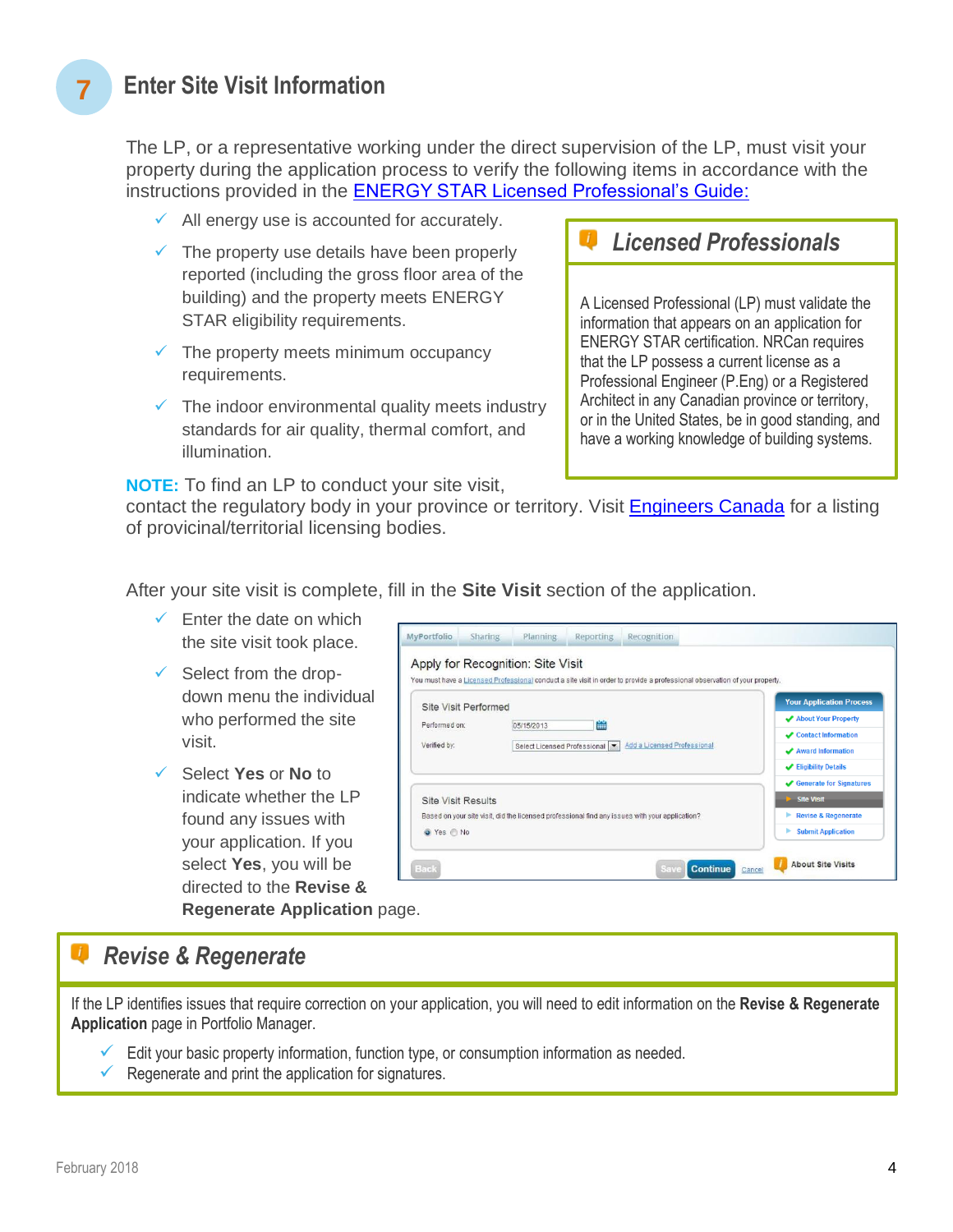## 7 Enter Site Visit Information

The LP, or a representative working under the direct supervision of the LP, must visit your property during the application process to verify the following items in accordance with the instructions provided in the [ENERGY STAR Licensed Professional's Guide:]()

- ✓ All energy use is accounted for accurately.
- ✓ The property use details have been properly reported (including the gross floor area of the building) and the property meets ENERGY STAR eligibility requirements.
- ✓ The property meets minimum occupancy requirements.
- ✓ The indoor environmental quality meets industry standards for air quality, thermal comfort, and illumination.

> ### *Licensed Professionals*
>
> A Licensed Professional (LP) must validate the information that appears on an application for ENERGY STAR certification. NRCan requires that the LP possess a current license as a Professional Engineer (P.Eng) or a Registered Architect in any Canadian province or territory, or in the United States, be in good standing, and have a working knowledge of building systems.

**NOTE:** To find an LP to conduct your site visit, contact the regulatory body in your province or territory. Visit [Engineers Canada]() for a listing of provicinal/territorial licensing bodies.

After your site visit is complete, fill in the **Site Visit** section of the application.

- ✓ Enter the date on which the site visit took place.
- ✓ Select from the drop-down menu the individual who performed the site visit.
- ✓ Select **Yes** or **No** to indicate whether the LP found any issues with your application. If you select **Yes**, you will be directed to the **Revise & Regenerate Application** page.

> ### *Revise & Regenerate*
>
> If the LP identifies issues that require correction on your application, you will need to edit information on the **Revise & Regenerate Application** page in Portfolio Manager.
>
> - ✓ Edit your basic property information, function type, or consumption information as needed.
> - ✓ Regenerate and print the application for signatures.

February 2018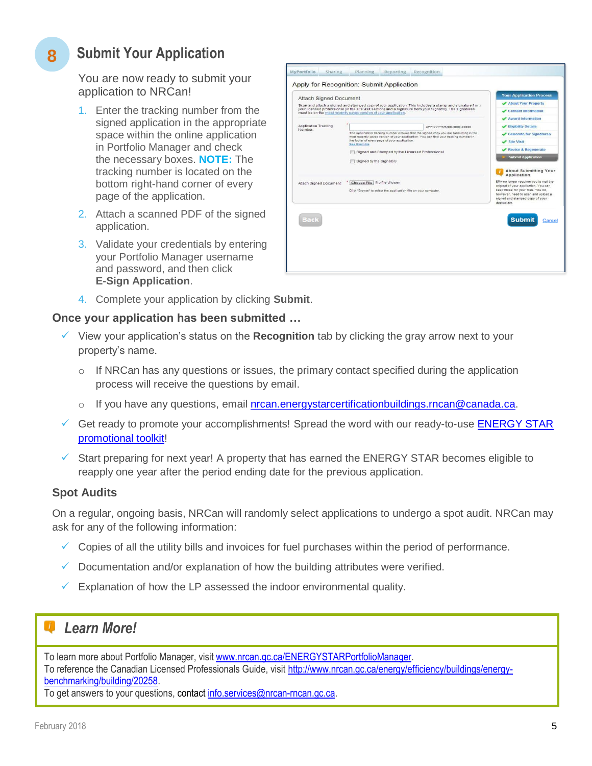## 8 Submit Your Application

You are now ready to submit your application to NRCan!

1. Enter the tracking number from the signed application in the appropriate space within the online application in Portfolio Manager and check the necessary boxes. **NOTE:** The tracking number is located on the bottom right-hand corner of every page of the application.
2. Attach a scanned PDF of the signed application.
3. Validate your credentials by entering your Portfolio Manager username and password, and then click **E-Sign Application**.
4. Complete your application by clicking **Submit**.

### Once your application has been submitted …

- ✓ View your application's status on the **Recognition** tab by clicking the gray arrow next to your property's name.
  - If NRCan has any questions or issues, the primary contact specified during the application process will receive the questions by email.
  - If you have any questions, email nrcan.energystarcertificationbuildings.rncan@canada.ca.
- ✓ Get ready to promote your accomplishments! Spread the word with our ready-to-use ENERGY STAR promotional toolkit!
- ✓ Start preparing for next year! A property that has earned the ENERGY STAR becomes eligible to reapply one year after the period ending date for the previous application.

### Spot Audits

On a regular, ongoing basis, NRCan will randomly select applications to undergo a spot audit. NRCan may ask for any of the following information:

- ✓ Copies of all the utility bills and invoices for fuel purchases within the period of performance.
- ✓ Documentation and/or explanation of how the building attributes were verified.
- ✓ Explanation of how the LP assessed the indoor environmental quality.

### *Learn More!*

To learn more about Portfolio Manager, visit www.nrcan.gc.ca/ENERGYSTARPortfolioManager.
To reference the Canadian Licensed Professionals Guide, visit http://www.nrcan.gc.ca/energy/efficiency/buildings/energy-benchmarking/building/20258.
To get answers to your questions, contact info.services@nrcan-rncan.gc.ca.

February 2018